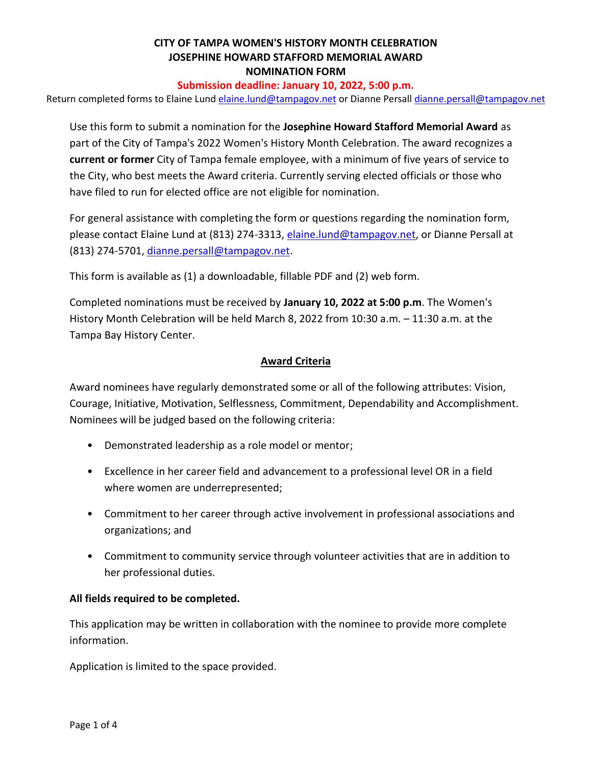# CITY OF TAMPA WOMEN'S HISTORY MONTH CELEBRATION
# JOSEPHINE HOWARD STAFFORD MEMORIAL AWARD
# NOMINATION FORM

**Submission deadline: January 10, 2022, 5:00 p.m.**

Return completed forms to Elaine Lund elaine.lund@tampagov.net or Dianne Persall dianne.persall@tampagov.net

Use this form to submit a nomination for the **Josephine Howard Stafford Memorial Award** as part of the City of Tampa's 2022 Women's History Month Celebration. The award recognizes a **current or former** City of Tampa female employee, with a minimum of five years of service to the City, who best meets the Award criteria. Currently serving elected officials or those who have filed to run for elected office are not eligible for nomination.

For general assistance with completing the form or questions regarding the nomination form, please contact Elaine Lund at (813) 274-3313, elaine.lund@tampagov.net, or Dianne Persall at (813) 274-5701, dianne.persall@tampagov.net.

This form is available as (1) a downloadable, fillable PDF and (2) web form.

Completed nominations must be received by **January 10, 2022 at 5:00 p.m**. The Women's History Month Celebration will be held March 8, 2022 from 10:30 a.m. – 11:30 a.m. at the Tampa Bay History Center.

## Award Criteria

Award nominees have regularly demonstrated some or all of the following attributes: Vision, Courage, Initiative, Motivation, Selflessness, Commitment, Dependability and Accomplishment. Nominees will be judged based on the following criteria:

- Demonstrated leadership as a role model or mentor;
- Excellence in her career field and advancement to a professional level OR in a field where women are underrepresented;
- Commitment to her career through active involvement in professional associations and organizations; and
- Commitment to community service through volunteer activities that are in addition to her professional duties.

**All fields required to be completed.**

This application may be written in collaboration with the nominee to provide more complete information.

Application is limited to the space provided.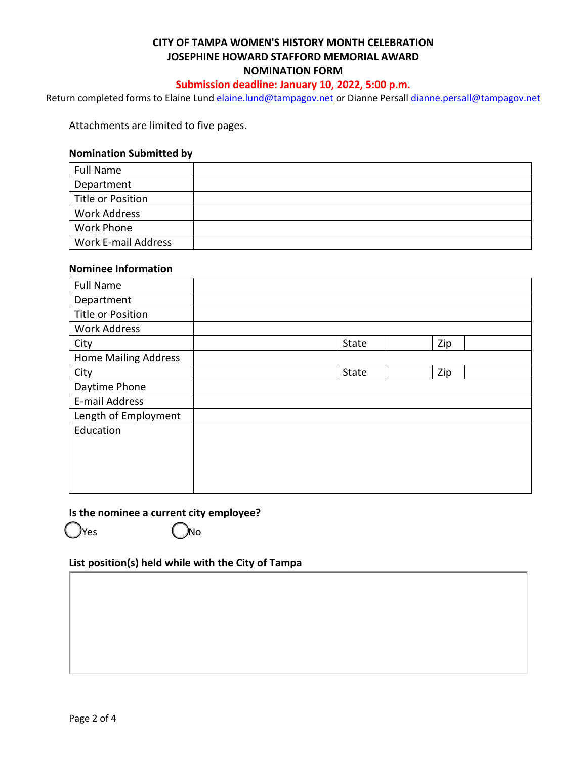**CITY OF TAMPA WOMEN'S HISTORY MONTH CELEBRATION**
**JOSEPHINE HOWARD STAFFORD MEMORIAL AWARD**
**NOMINATION FORM**

**Submission deadline: January 10, 2022, 5:00 p.m.**

Return completed forms to Elaine Lund elaine.lund@tampagov.net or Dianne Persall dianne.persall@tampagov.net

Attachments are limited to five pages.

**Nomination Submitted by**

| Full Name | |
|---|---|
| Department | |
| Title or Position | |
| Work Address | |
| Work Phone | |
| Work E-mail Address | |

**Nominee Information**

| Full Name | | | | | |
|---|---|---|---|---|---|
| Department | | | | | |
| Title or Position | | | | | |
| Work Address | | | | | |
| City | | State | | Zip | |
| Home Mailing Address | | | | | |
| City | | State | | Zip | |
| Daytime Phone | | | | | |
| E-mail Address | | | | | |
| Length of Employment | | | | | |
| Education | | | | | |

**Is the nominee a current city employee?**

◯ Yes ◯ No

**List position(s) held while with the City of Tampa**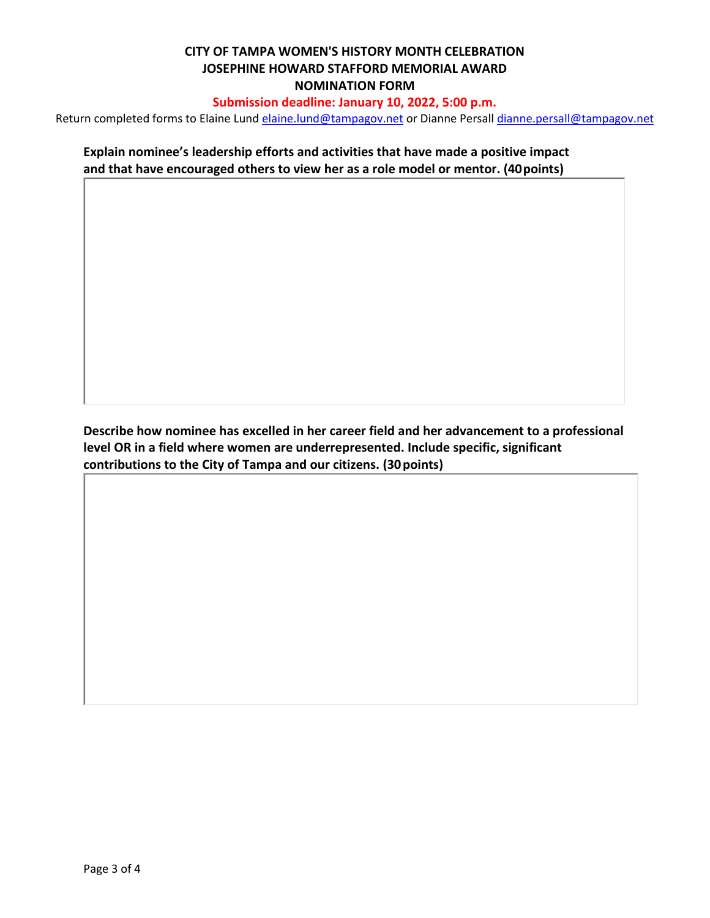**CITY OF TAMPA WOMEN'S HISTORY MONTH CELEBRATION**
**JOSEPHINE HOWARD STAFFORD MEMORIAL AWARD**
**NOMINATION FORM**

**Submission deadline: January 10, 2022, 5:00 p.m.**

Return completed forms to Elaine Lund elaine.lund@tampagov.net or Dianne Persall dianne.persall@tampagov.net

**Explain nominee's leadership efforts and activities that have made a positive impact and that have encouraged others to view her as a role model or mentor. (40 points)**

**Describe how nominee has excelled in her career field and her advancement to a professional level OR in a field where women are underrepresented. Include specific, significant contributions to the City of Tampa and our citizens. (30 points)**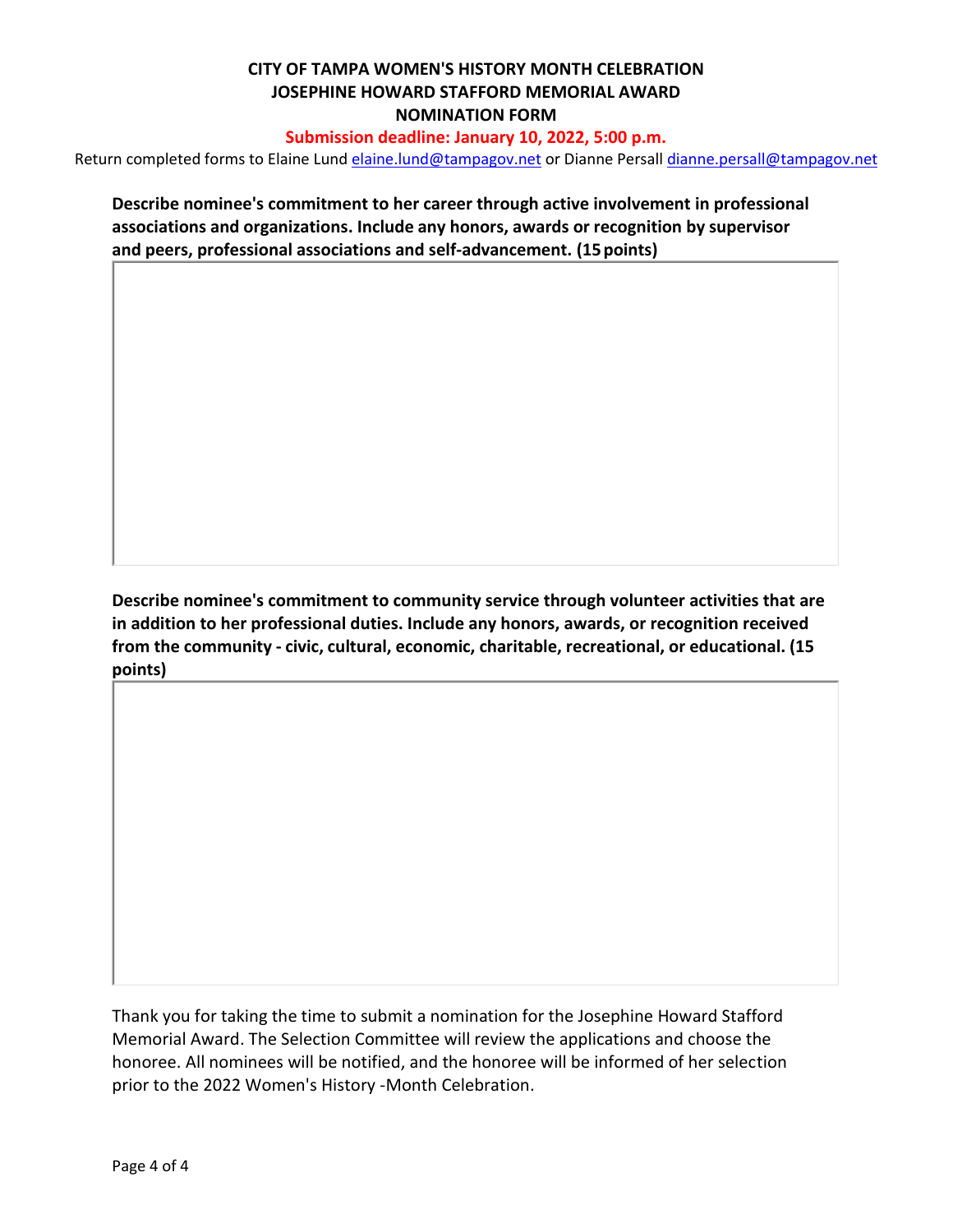**CITY OF TAMPA WOMEN'S HISTORY MONTH CELEBRATION**
**JOSEPHINE HOWARD STAFFORD MEMORIAL AWARD**
**NOMINATION FORM**

**Submission deadline: January 10, 2022, 5:00 p.m.**

Return completed forms to Elaine Lund elaine.lund@tampagov.net or Dianne Persall dianne.persall@tampagov.net

**Describe nominee's commitment to her career through active involvement in professional associations and organizations. Include any honors, awards or recognition by supervisor and peers, professional associations and self-advancement. (15 points)**

**Describe nominee's commitment to community service through volunteer activities that are in addition to her professional duties. Include any honors, awards, or recognition received from the community - civic, cultural, economic, charitable, recreational, or educational. (15 points)**

Thank you for taking the time to submit a nomination for the Josephine Howard Stafford Memorial Award. The Selection Committee will review the applications and choose the honoree. All nominees will be notified, and the honoree will be informed of her selection prior to the 2022 Women's History -Month Celebration.